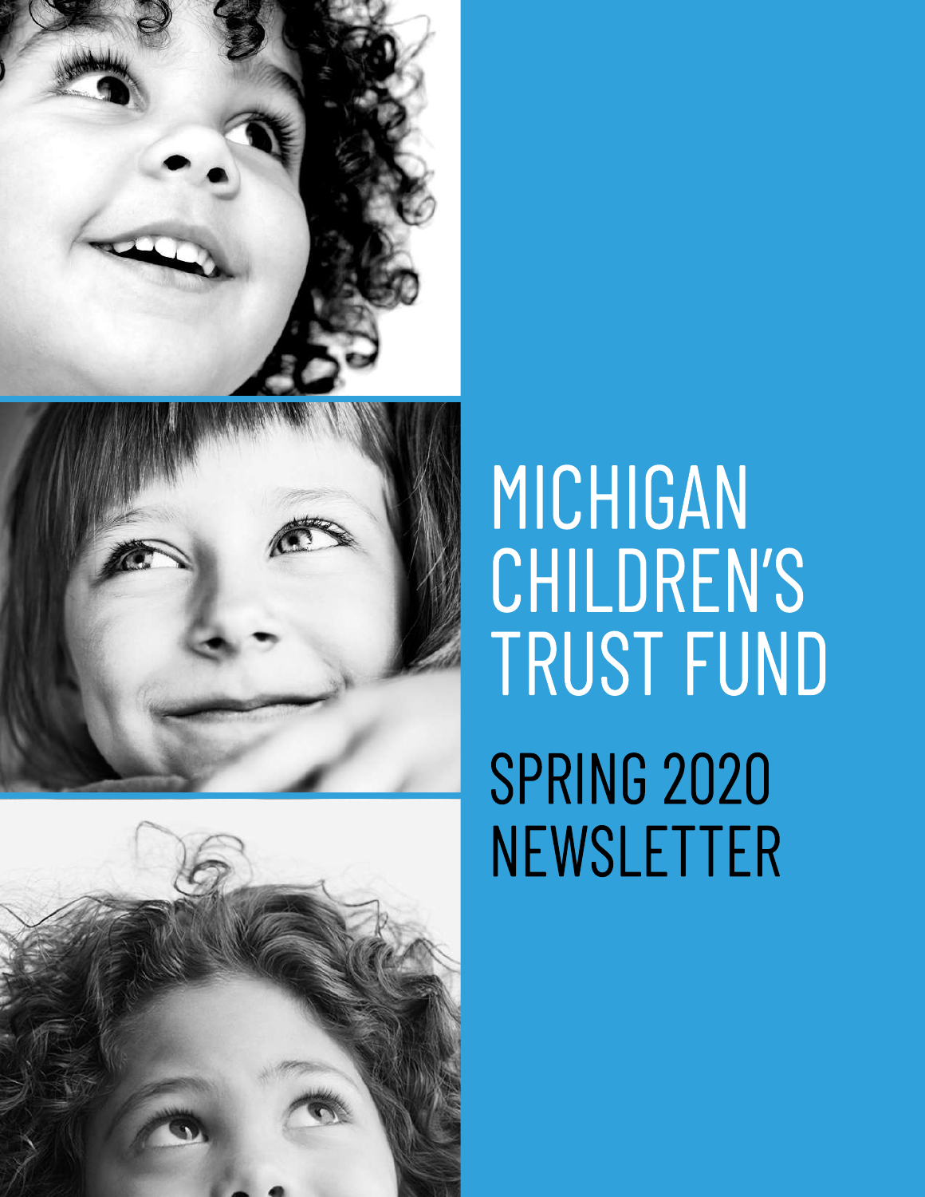# MICHIGAN CHILDREN'S TRUST FUND

## SPRING 2020 NEWSLETTER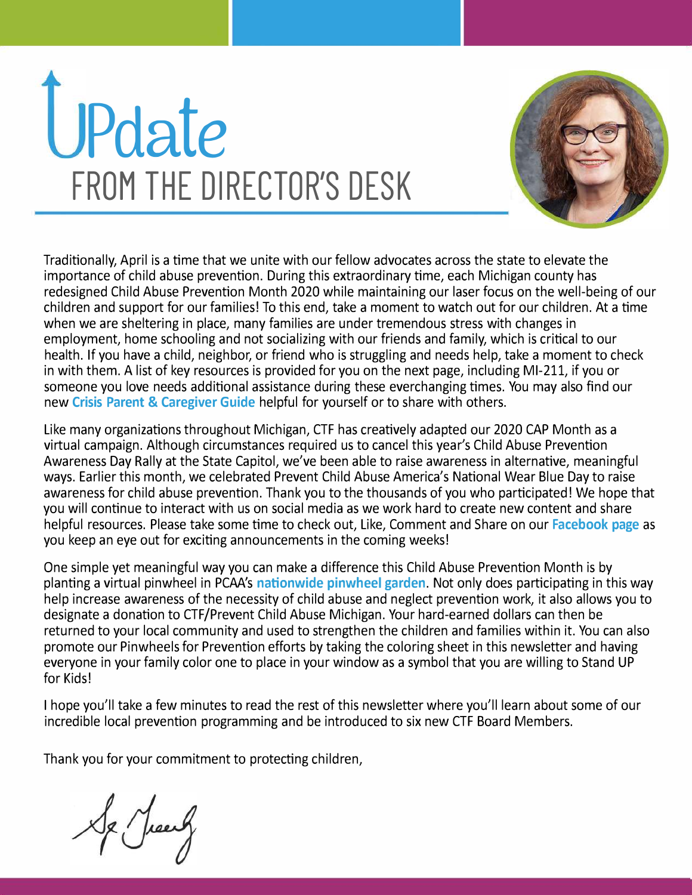# UPdate

## FROM THE DIRECTOR'S DESK

Traditionally, April is a time that we unite with our fellow advocates across the state to elevate the importance of child abuse prevention. During this extraordinary time, each Michigan county has redesigned Child Abuse Prevention Month 2020 while maintaining our laser focus on the well-being of our children and support for our families! To this end, take a moment to watch out for our children. At a time when we are sheltering in place, many families are under tremendous stress with changes in employment, home schooling and not socializing with our friends and family, which is critical to our health. If you have a child, neighbor, or friend who is struggling and needs help, take a moment to check in with them. A list of key resources is provided for you on the next page, including MI-211, if you or someone you love needs additional assistance during these everchanging times. You may also find our new **Crisis Parent & Caregiver Guide** helpful for yourself or to share with others.

Like many organizations throughout Michigan, CTF has creatively adapted our 2020 CAP Month as a virtual campaign. Although circumstances required us to cancel this year's Child Abuse Prevention Awareness Day Rally at the State Capitol, we've been able to raise awareness in alternative, meaningful ways. Earlier this month, we celebrated Prevent Child Abuse America's National Wear Blue Day to raise awareness for child abuse prevention. Thank you to the thousands of you who participated! We hope that you will continue to interact with us on social media as we work hard to create new content and share helpful resources. Please take some time to check out, Like, Comment and Share on our **Facebook page** as you keep an eye out for exciting announcements in the coming weeks!

One simple yet meaningful way you can make a difference this Child Abuse Prevention Month is by planting a virtual pinwheel in PCAA's **nationwide pinwheel garden**. Not only does participating in this way help increase awareness of the necessity of child abuse and neglect prevention work, it also allows you to designate a donation to CTF/Prevent Child Abuse Michigan. Your hard-earned dollars can then be returned to your local community and used to strengthen the children and families within it. You can also promote our Pinwheels for Prevention efforts by taking the coloring sheet in this newsletter and having everyone in your family color one to place in your window as a symbol that you are willing to Stand UP for Kids!

I hope you'll take a few minutes to read the rest of this newsletter where you'll learn about some of our incredible local prevention programming and be introduced to six new CTF Board Members.

Thank you for your commitment to protecting children,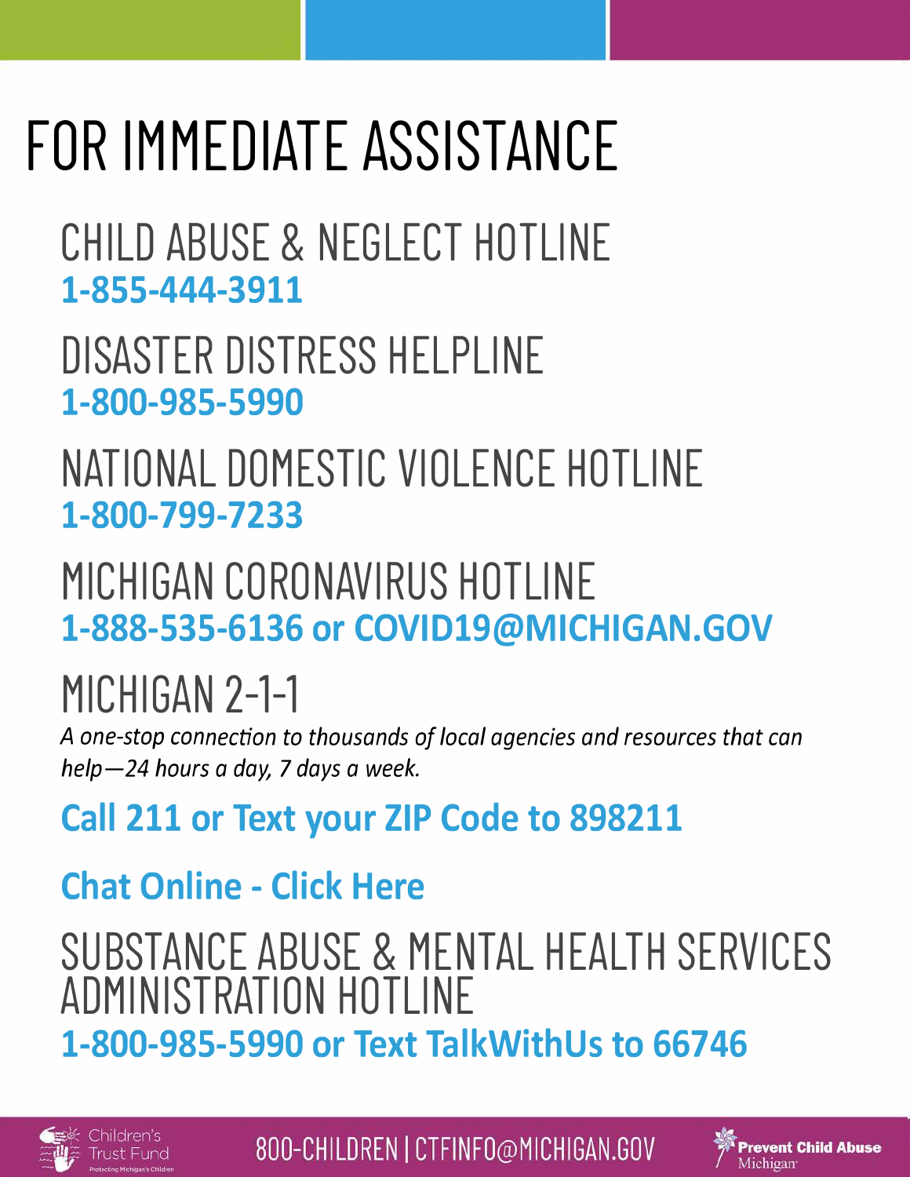# FOR IMMEDIATE ASSISTANCE

## CHILD ABUSE & NEGLECT HOTLINE

**1-855-444-3911**

## DISASTER DISTRESS HELPLINE

**1-800-985-5990**

## NATIONAL DOMESTIC VIOLENCE HOTLINE

**1-800-799-7233**

## MICHIGAN CORONAVIRUS HOTLINE

**1-888-535-6136 or COVID19@MICHIGAN.GOV**

## MICHIGAN 2-1-1

*A one-stop connection to thousands of local agencies and resources that can help—24 hours a day, 7 days a week.*

**Call 211 or Text your ZIP Code to 898211**

**Chat Online - Click Here**

## SUBSTANCE ABUSE & MENTAL HEALTH SERVICES ADMINISTRATION HOTLINE

**1-800-985-5990 or Text TalkWithUs to 66746**

Children's Trust Fund — Protecting Michigan's Children | 800-CHILDREN | CTFINFO@MICHIGAN.GOV | Prevent Child Abuse Michigan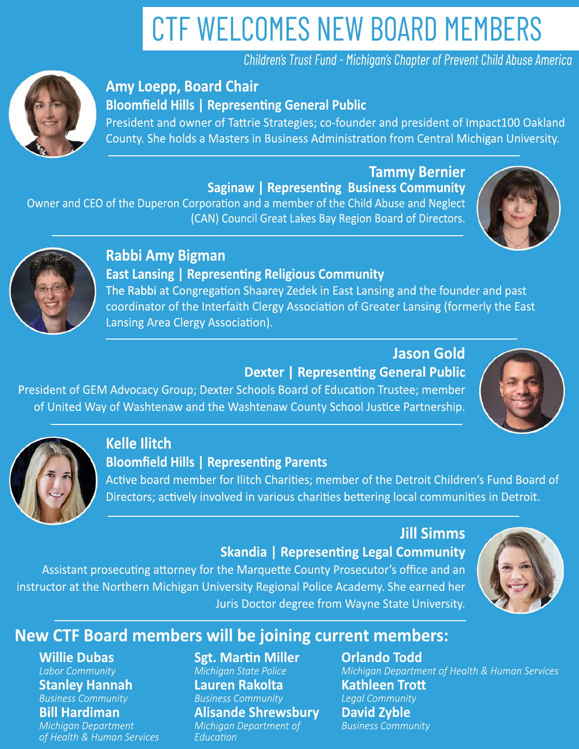# CTF WELCOMES NEW BOARD MEMBERS

*Children's Trust Fund - Michigan's Chapter of Prevent Child Abuse America*

## Amy Loepp, Board Chair

**Bloomfield Hills | Representing General Public**

President and owner of Tattrie Strategies; co-founder and president of Impact100 Oakland County. She holds a Masters in Business Administration from Central Michigan University.

## Tammy Bernier

**Saginaw | Representing Business Community**

Owner and CEO of the Duperon Corporation and a member of the Child Abuse and Neglect (CAN) Council Great Lakes Bay Region Board of Directors.

## Rabbi Amy Bigman

**East Lansing | Representing Religious Community**

The Rabbi at Congregation Shaarey Zedek in East Lansing and the founder and past coordinator of the Interfaith Clergy Association of Greater Lansing (formerly the East Lansing Area Clergy Association).

## Jason Gold

**Dexter | Representing General Public**

President of GEM Advocacy Group; Dexter Schools Board of Education Trustee; member of United Way of Washtenaw and the Washtenaw County School Justice Partnership.

## Kelle Ilitch

**Bloomfield Hills | Representing Parents**

Active board member for Ilitch Charities; member of the Detroit Children's Fund Board of Directors; actively involved in various charities bettering local communities in Detroit.

## Jill Simms

**Skandia | Representing Legal Community**

Assistant prosecuting attorney for the Marquette County Prosecutor's office and an instructor at the Northern Michigan University Regional Police Academy. She earned her Juris Doctor degree from Wayne State University.

## New CTF Board members will be joining current members:

**Willie Dubas**
*Labor Community*

**Stanley Hannah**
*Business Community*

**Bill Hardiman**
*Michigan Department of Health & Human Services*

**Sgt. Martin Miller**
*Michigan State Police*

**Lauren Rakolta**
*Business Community*

**Alisande Shrewsbury**
*Michigan Department of Education*

**Orlando Todd**
*Michigan Department of Health & Human Services*

**Kathleen Trott**
*Legal Community*

**David Zyble**
*Business Community*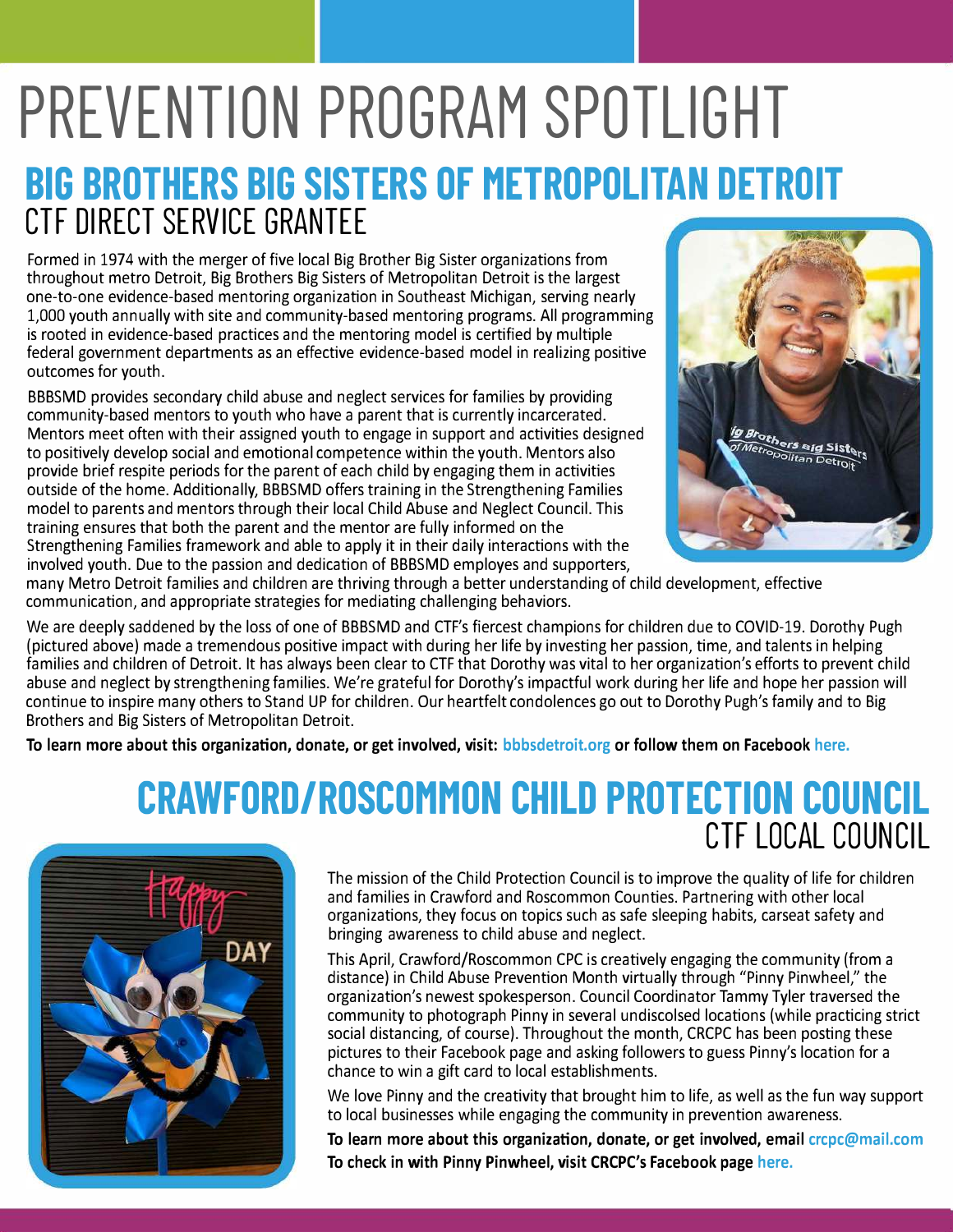# PREVENTION PROGRAM SPOTLIGHT

## BIG BROTHERS BIG SISTERS OF METROPOLITAN DETROIT

### CTF DIRECT SERVICE GRANTEE

Formed in 1974 with the merger of five local Big Brother Big Sister organizations from throughout metro Detroit, Big Brothers Big Sisters of Metropolitan Detroit is the largest one-to-one evidence-based mentoring organization in Southeast Michigan, serving nearly 1,000 youth annually with site and community-based mentoring programs. All programming is rooted in evidence-based practices and the mentoring model is certified by multiple federal government departments as an effective evidence-based model in realizing positive outcomes for youth.

BBBSMD provides secondary child abuse and neglect services for families by providing community-based mentors to youth who have a parent that is currently incarcerated. Mentors meet often with their assigned youth to engage in support and activities designed to positively develop social and emotional competence within the youth. Mentors also provide brief respite periods for the parent of each child by engaging them in activities outside of the home. Additionally, BBBSMD offers training in the Strengthening Families model to parents and mentors through their local Child Abuse and Neglect Council. This training ensures that both the parent and the mentor are fully informed on the Strengthening Families framework and able to apply it in their daily interactions with the involved youth. Due to the passion and dedication of BBBSMD employes and supporters, many Metro Detroit families and children are thriving through a better understanding of child development, effective communication, and appropriate strategies for mediating challenging behaviors.

We are deeply saddened by the loss of one of BBBSMD and CTF's fiercest champions for children due to COVID-19. Dorothy Pugh (pictured above) made a tremendous positive impact with during her life by investing her passion, time, and talents in helping families and children of Detroit. It has always been clear to CTF that Dorothy was vital to her organization's efforts to prevent child abuse and neglect by strengthening families. We're grateful for Dorothy's impactful work during her life and hope her passion will continue to inspire many others to Stand UP for children. Our heartfelt condolences go out to Dorothy Pugh's family and to Big Brothers and Big Sisters of Metropolitan Detroit.

**To learn more about this organization, donate, or get involved, visit: bbbsdetroit.org or follow them on Facebook here.**

## CRAWFORD/ROSCOMMON CHILD PROTECTION COUNCIL

### CTF LOCAL COUNCIL

The mission of the Child Protection Council is to improve the quality of life for children and families in Crawford and Roscommon Counties. Partnering with other local organizations, they focus on topics such as safe sleeping habits, carseat safety and bringing awareness to child abuse and neglect.

This April, Crawford/Roscommon CPC is creatively engaging the community (from a distance) in Child Abuse Prevention Month virtually through "Pinny Pinwheel," the organization's newest spokesperson. Council Coordinator Tammy Tyler traversed the community to photograph Pinny in several undiscolsed locations (while practicing strict social distancing, of course). Throughout the month, CRCPC has been posting these pictures to their Facebook page and asking followers to guess Pinny's location for a chance to win a gift card to local establishments.

We love Pinny and the creativity that brought him to life, as well as the fun way support to local businesses while engaging the community in prevention awareness.

**To learn more about this organization, donate, or get involved, email crcpc@mail.com**
**To check in with Pinny Pinwheel, visit CRCPC's Facebook page here.**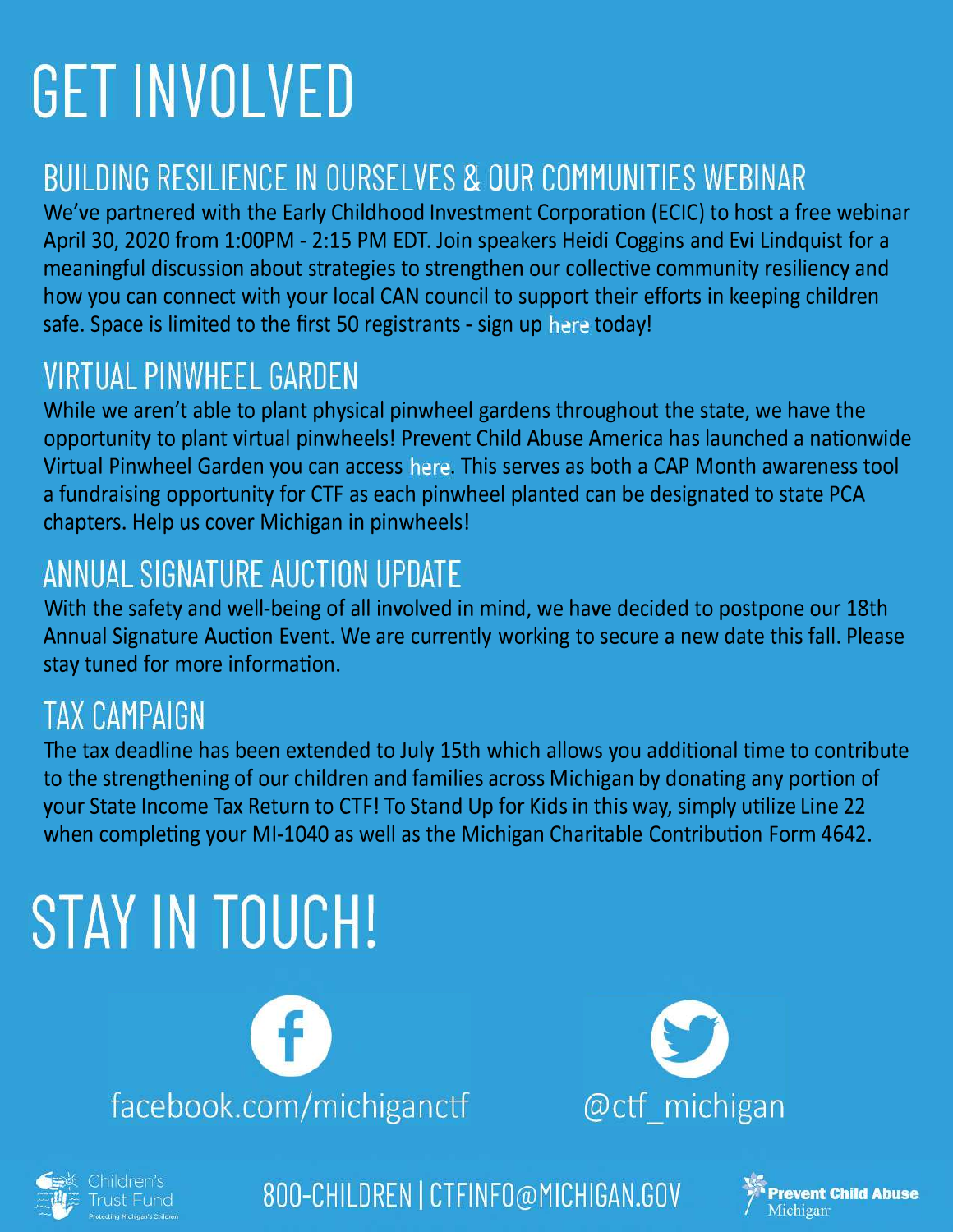# GET INVOLVED

## BUILDING RESILIENCE IN OURSELVES & OUR COMMUNITIES WEBINAR

We've partnered with the Early Childhood Investment Corporation (ECIC) to host a free webinar April 30, 2020 from 1:00PM - 2:15 PM EDT. Join speakers Heidi Coggins and Evi Lindquist for a meaningful discussion about strategies to strengthen our collective community resiliency and how you can connect with your local CAN council to support their efforts in keeping children safe. Space is limited to the first 50 registrants - sign up here today!

## VIRTUAL PINWHEEL GARDEN

While we aren't able to plant physical pinwheel gardens throughout the state, we have the opportunity to plant virtual pinwheels! Prevent Child Abuse America has launched a nationwide Virtual Pinwheel Garden you can access here. This serves as both a CAP Month awareness tool a fundraising opportunity for CTF as each pinwheel planted can be designated to state PCA chapters. Help us cover Michigan in pinwheels!

## ANNUAL SIGNATURE AUCTION UPDATE

With the safety and well-being of all involved in mind, we have decided to postpone our 18th Annual Signature Auction Event. We are currently working to secure a new date this fall. Please stay tuned for more information.

## TAX CAMPAIGN

The tax deadline has been extended to July 15th which allows you additional time to contribute to the strengthening of our children and families across Michigan by donating any portion of your State Income Tax Return to CTF! To Stand Up for Kids in this way, simply utilize Line 22 when completing your MI-1040 as well as the Michigan Charitable Contribution Form 4642.

# STAY IN TOUCH!

facebook.com/michiganctf

@ctf_michigan

Children's Trust Fund
Protecting Michigan's Children

800-CHILDREN | CTFINFO@MICHIGAN.GOV

Prevent Child Abuse Michigan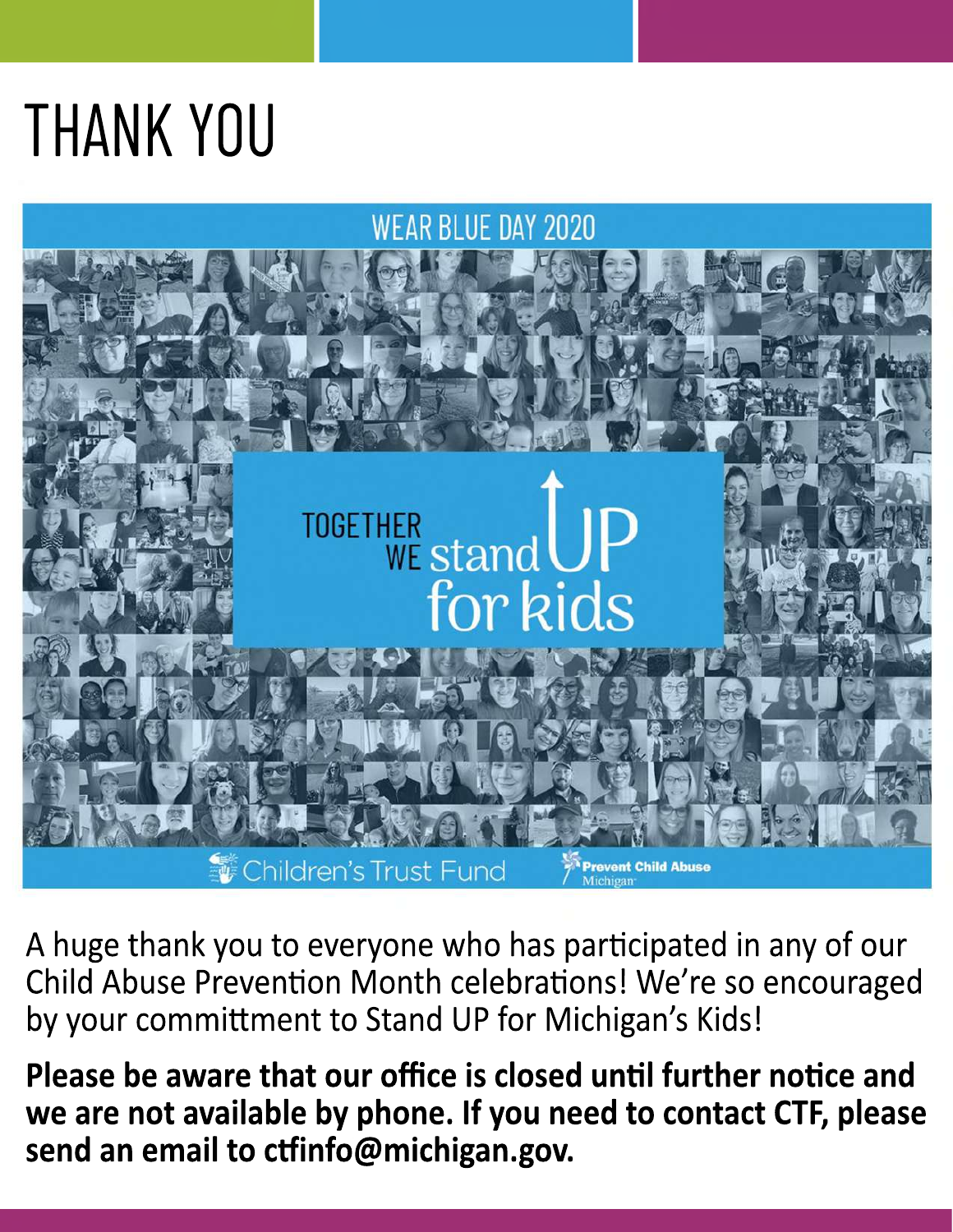# THANK YOU

WEAR BLUE DAY 2020

TOGETHER WE stand UP for kids

Children's Trust Fund

Prevent Child Abuse Michigan

A huge thank you to everyone who has participated in any of our Child Abuse Prevention Month celebrations! We're so encouraged by your committment to Stand UP for Michigan's Kids!

**Please be aware that our office is closed until further notice and we are not available by phone. If you need to contact CTF, please send an email to ctfinfo@michigan.gov.**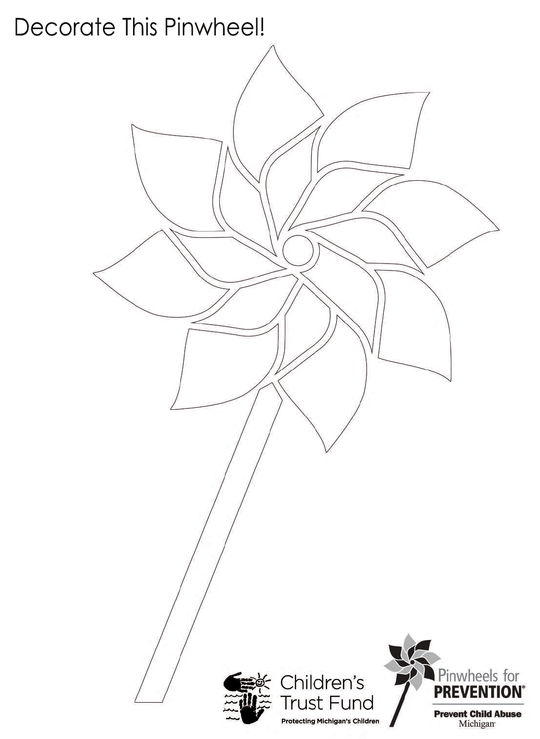# Decorate This Pinwheel!

Children's Trust Fund
Protecting Michigan's Children

Pinwheels for PREVENTION®
Prevent Child Abuse Michigan